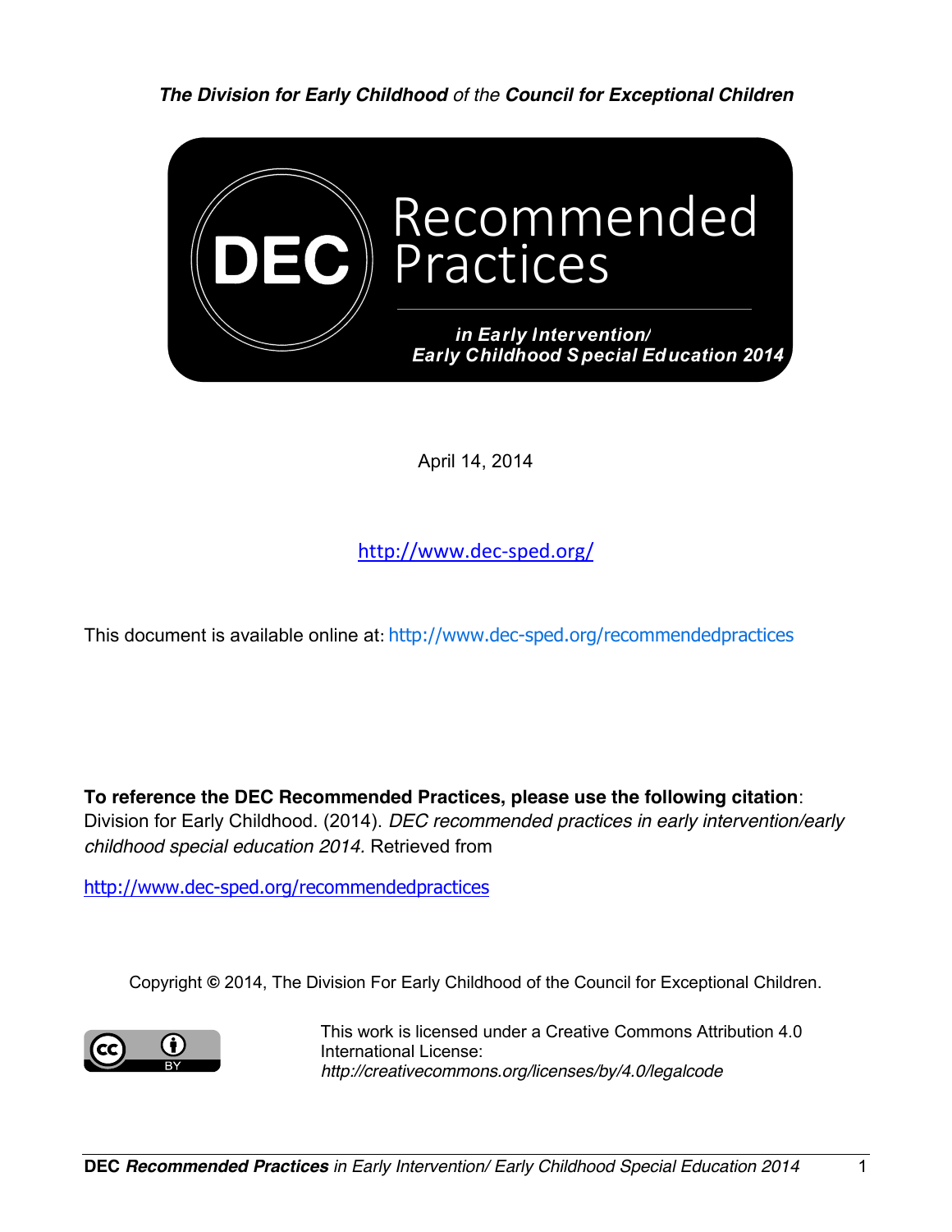***The Division for Early Childhood*** *of the* ***Council for Exceptional Children***

# DEC Recommended Practices

***in Early Intervention/ Early Childhood Special Education 2014***

April 14, 2014

http://www.dec-sped.org/

This document is available online at: http://www.dec-sped.org/recommendedpractices

**To reference the DEC Recommended Practices, please use the following citation**:
Division for Early Childhood. (2014). *DEC recommended practices in early intervention/early childhood special education 2014.* Retrieved from

http://www.dec-sped.org/recommendedpractices

Copyright © 2014, The Division For Early Childhood of the Council for Exceptional Children.

This work is licensed under a Creative Commons Attribution 4.0 International License:
*http://creativecommons.org/licenses/by/4.0/legalcode*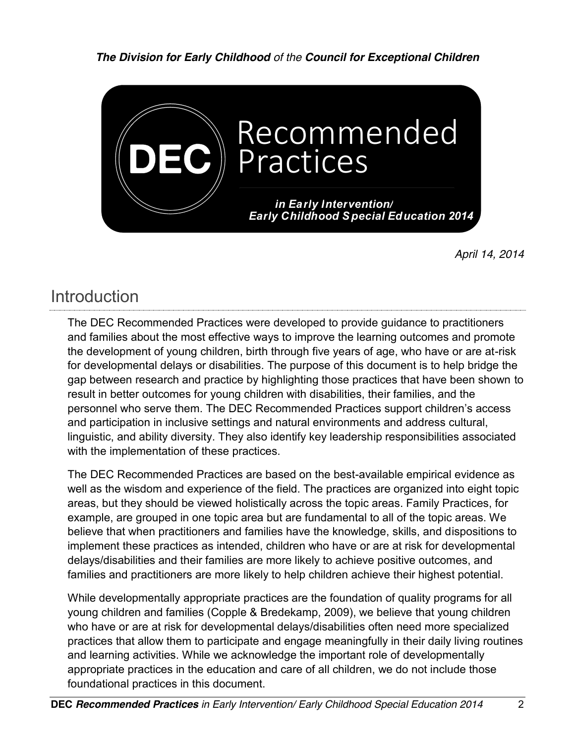***The Division for Early Childhood*** *of the* ***Council for Exceptional Children***

# DEC Recommended Practices

***in Early Intervention/ Early Childhood Special Education 2014***

*April 14, 2014*

## Introduction

The DEC Recommended Practices were developed to provide guidance to practitioners and families about the most effective ways to improve the learning outcomes and promote the development of young children, birth through five years of age, who have or are at-risk for developmental delays or disabilities. The purpose of this document is to help bridge the gap between research and practice by highlighting those practices that have been shown to result in better outcomes for young children with disabilities, their families, and the personnel who serve them. The DEC Recommended Practices support children's access and participation in inclusive settings and natural environments and address cultural, linguistic, and ability diversity. They also identify key leadership responsibilities associated with the implementation of these practices.

The DEC Recommended Practices are based on the best-available empirical evidence as well as the wisdom and experience of the field. The practices are organized into eight topic areas, but they should be viewed holistically across the topic areas. Family Practices, for example, are grouped in one topic area but are fundamental to all of the topic areas. We believe that when practitioners and families have the knowledge, skills, and dispositions to implement these practices as intended, children who have or are at risk for developmental delays/disabilities and their families are more likely to achieve positive outcomes, and families and practitioners are more likely to help children achieve their highest potential.

While developmentally appropriate practices are the foundation of quality programs for all young children and families (Copple & Bredekamp, 2009), we believe that young children who have or are at risk for developmental delays/disabilities often need more specialized practices that allow them to participate and engage meaningfully in their daily living routines and learning activities. While we acknowledge the important role of developmentally appropriate practices in the education and care of all children, we do not include those foundational practices in this document.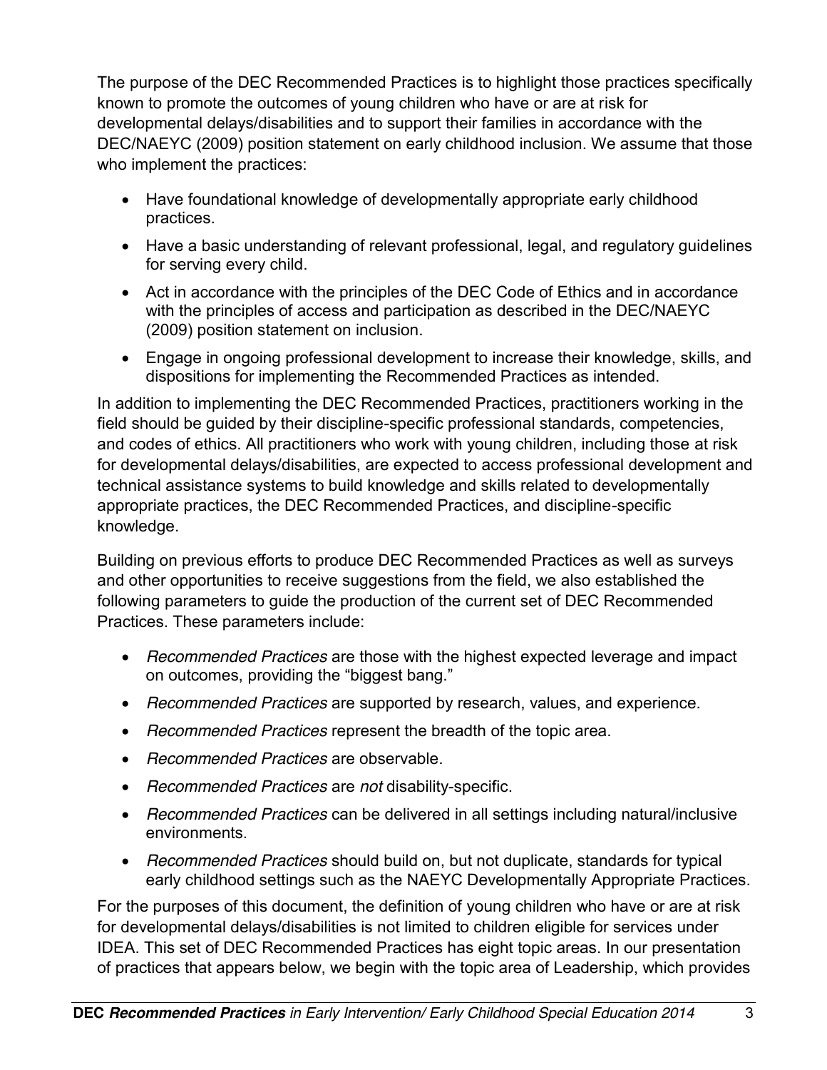The purpose of the DEC Recommended Practices is to highlight those practices specifically known to promote the outcomes of young children who have or are at risk for developmental delays/disabilities and to support their families in accordance with the DEC/NAEYC (2009) position statement on early childhood inclusion. We assume that those who implement the practices:

- Have foundational knowledge of developmentally appropriate early childhood practices.
- Have a basic understanding of relevant professional, legal, and regulatory guidelines for serving every child.
- Act in accordance with the principles of the DEC Code of Ethics and in accordance with the principles of access and participation as described in the DEC/NAEYC (2009) position statement on inclusion.
- Engage in ongoing professional development to increase their knowledge, skills, and dispositions for implementing the Recommended Practices as intended.

In addition to implementing the DEC Recommended Practices, practitioners working in the field should be guided by their discipline-specific professional standards, competencies, and codes of ethics. All practitioners who work with young children, including those at risk for developmental delays/disabilities, are expected to access professional development and technical assistance systems to build knowledge and skills related to developmentally appropriate practices, the DEC Recommended Practices, and discipline-specific knowledge.

Building on previous efforts to produce DEC Recommended Practices as well as surveys and other opportunities to receive suggestions from the field, we also established the following parameters to guide the production of the current set of DEC Recommended Practices. These parameters include:

- *Recommended Practices* are those with the highest expected leverage and impact on outcomes, providing the "biggest bang."
- *Recommended Practices* are supported by research, values, and experience.
- *Recommended Practices* represent the breadth of the topic area.
- *Recommended Practices* are observable.
- *Recommended Practices* are *not* disability-specific.
- *Recommended Practices* can be delivered in all settings including natural/inclusive environments.
- *Recommended Practices* should build on, but not duplicate, standards for typical early childhood settings such as the NAEYC Developmentally Appropriate Practices.

For the purposes of this document, the definition of young children who have or are at risk for developmental delays/disabilities is not limited to children eligible for services under IDEA. This set of DEC Recommended Practices has eight topic areas. In our presentation of practices that appears below, we begin with the topic area of Leadership, which provides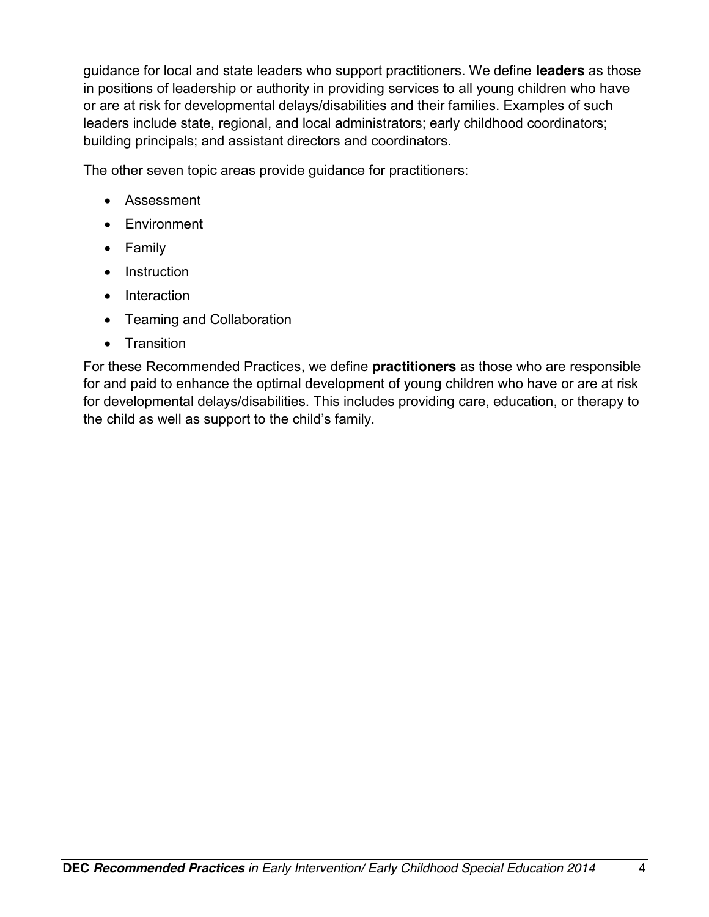guidance for local and state leaders who support practitioners. We define **leaders** as those in positions of leadership or authority in providing services to all young children who have or are at risk for developmental delays/disabilities and their families. Examples of such leaders include state, regional, and local administrators; early childhood coordinators; building principals; and assistant directors and coordinators.

The other seven topic areas provide guidance for practitioners:

- Assessment
- Environment
- Family
- Instruction
- Interaction
- Teaming and Collaboration
- Transition

For these Recommended Practices, we define **practitioners** as those who are responsible for and paid to enhance the optimal development of young children who have or are at risk for developmental delays/disabilities. This includes providing care, education, or therapy to the child as well as support to the child's family.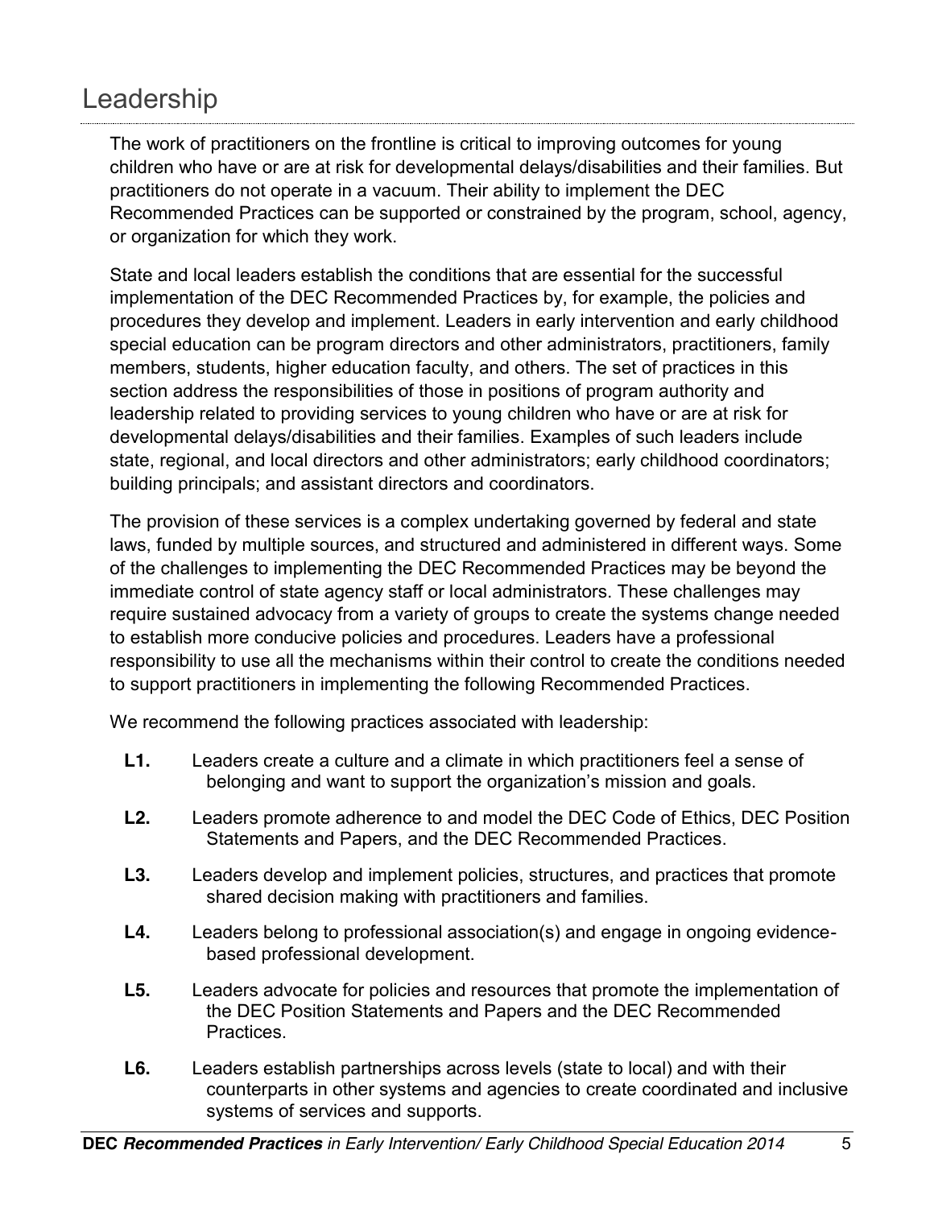# Leadership

The work of practitioners on the frontline is critical to improving outcomes for young children who have or are at risk for developmental delays/disabilities and their families. But practitioners do not operate in a vacuum. Their ability to implement the DEC Recommended Practices can be supported or constrained by the program, school, agency, or organization for which they work.

State and local leaders establish the conditions that are essential for the successful implementation of the DEC Recommended Practices by, for example, the policies and procedures they develop and implement. Leaders in early intervention and early childhood special education can be program directors and other administrators, practitioners, family members, students, higher education faculty, and others. The set of practices in this section address the responsibilities of those in positions of program authority and leadership related to providing services to young children who have or are at risk for developmental delays/disabilities and their families. Examples of such leaders include state, regional, and local directors and other administrators; early childhood coordinators; building principals; and assistant directors and coordinators.

The provision of these services is a complex undertaking governed by federal and state laws, funded by multiple sources, and structured and administered in different ways. Some of the challenges to implementing the DEC Recommended Practices may be beyond the immediate control of state agency staff or local administrators. These challenges may require sustained advocacy from a variety of groups to create the systems change needed to establish more conducive policies and procedures. Leaders have a professional responsibility to use all the mechanisms within their control to create the conditions needed to support practitioners in implementing the following Recommended Practices.

We recommend the following practices associated with leadership:

- **L1.** Leaders create a culture and a climate in which practitioners feel a sense of belonging and want to support the organization's mission and goals.
- **L2.** Leaders promote adherence to and model the DEC Code of Ethics, DEC Position Statements and Papers, and the DEC Recommended Practices.
- **L3.** Leaders develop and implement policies, structures, and practices that promote shared decision making with practitioners and families.
- **L4.** Leaders belong to professional association(s) and engage in ongoing evidence-based professional development.
- **L5.** Leaders advocate for policies and resources that promote the implementation of the DEC Position Statements and Papers and the DEC Recommended Practices.
- **L6.** Leaders establish partnerships across levels (state to local) and with their counterparts in other systems and agencies to create coordinated and inclusive systems of services and supports.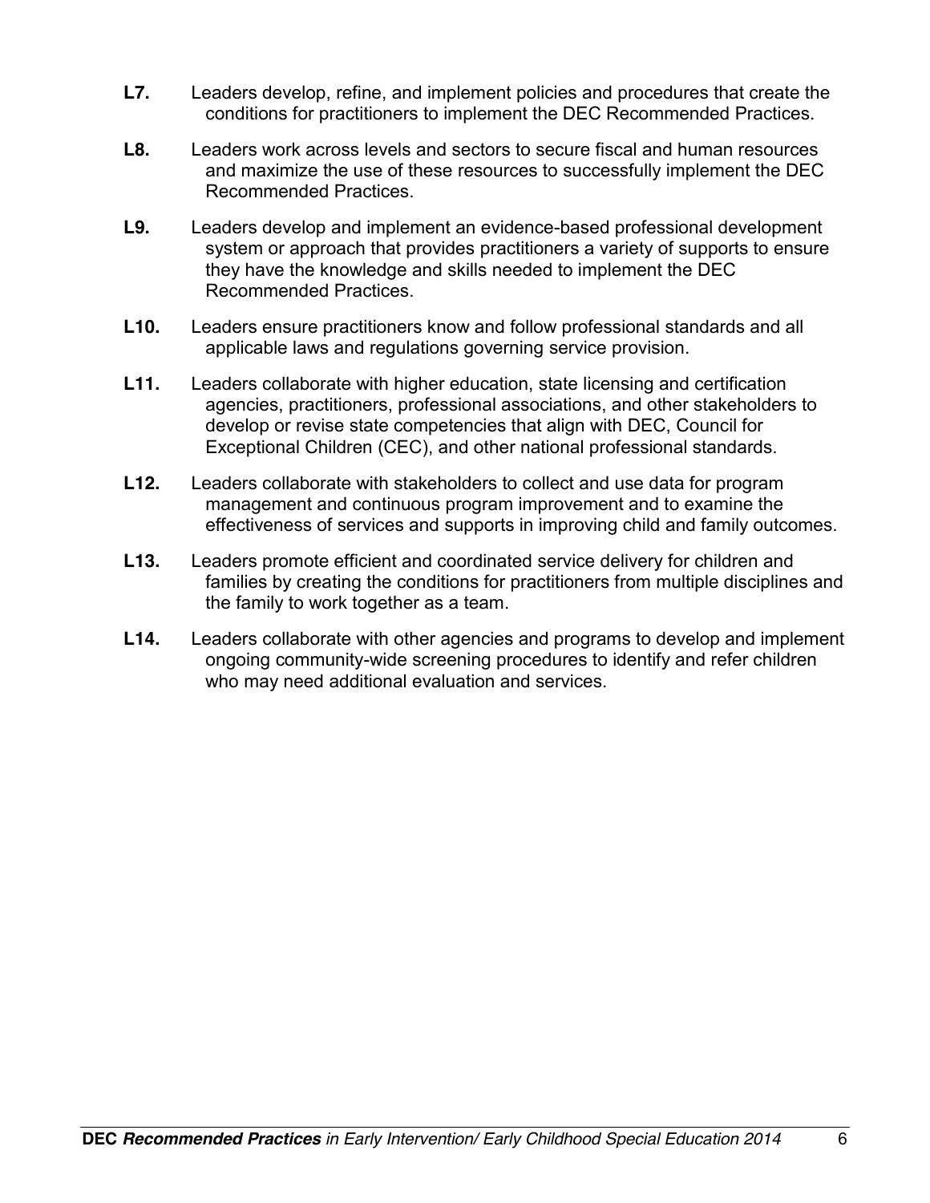**L7.** Leaders develop, refine, and implement policies and procedures that create the conditions for practitioners to implement the DEC Recommended Practices.

**L8.** Leaders work across levels and sectors to secure fiscal and human resources and maximize the use of these resources to successfully implement the DEC Recommended Practices.

**L9.** Leaders develop and implement an evidence-based professional development system or approach that provides practitioners a variety of supports to ensure they have the knowledge and skills needed to implement the DEC Recommended Practices.

**L10.** Leaders ensure practitioners know and follow professional standards and all applicable laws and regulations governing service provision.

**L11.** Leaders collaborate with higher education, state licensing and certification agencies, practitioners, professional associations, and other stakeholders to develop or revise state competencies that align with DEC, Council for Exceptional Children (CEC), and other national professional standards.

**L12.** Leaders collaborate with stakeholders to collect and use data for program management and continuous program improvement and to examine the effectiveness of services and supports in improving child and family outcomes.

**L13.** Leaders promote efficient and coordinated service delivery for children and families by creating the conditions for practitioners from multiple disciplines and the family to work together as a team.

**L14.** Leaders collaborate with other agencies and programs to develop and implement ongoing community-wide screening procedures to identify and refer children who may need additional evaluation and services.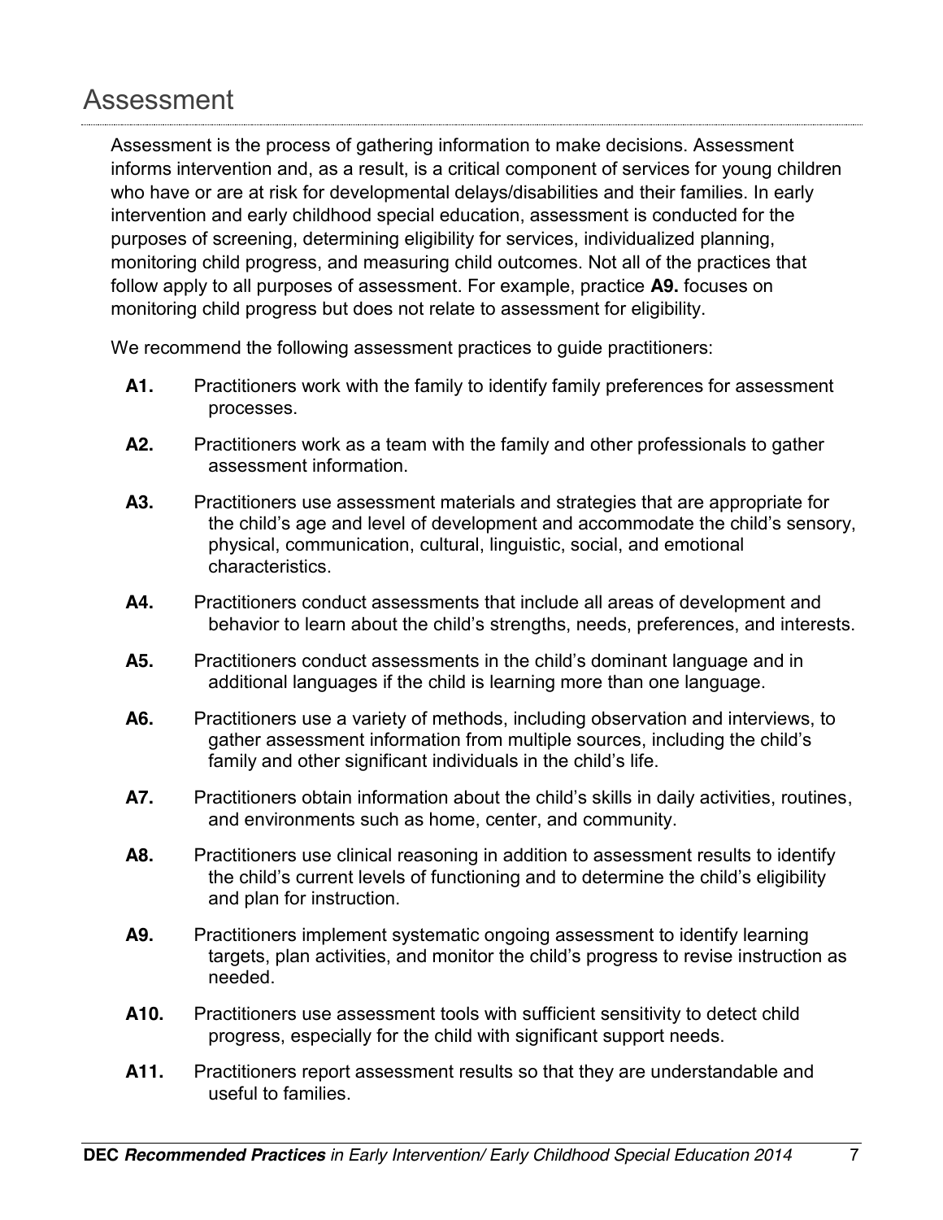# Assessment

Assessment is the process of gathering information to make decisions. Assessment informs intervention and, as a result, is a critical component of services for young children who have or are at risk for developmental delays/disabilities and their families. In early intervention and early childhood special education, assessment is conducted for the purposes of screening, determining eligibility for services, individualized planning, monitoring child progress, and measuring child outcomes. Not all of the practices that follow apply to all purposes of assessment. For example, practice **A9.** focuses on monitoring child progress but does not relate to assessment for eligibility.

We recommend the following assessment practices to guide practitioners:

**A1.** Practitioners work with the family to identify family preferences for assessment processes.

**A2.** Practitioners work as a team with the family and other professionals to gather assessment information.

**A3.** Practitioners use assessment materials and strategies that are appropriate for the child's age and level of development and accommodate the child's sensory, physical, communication, cultural, linguistic, social, and emotional characteristics.

**A4.** Practitioners conduct assessments that include all areas of development and behavior to learn about the child's strengths, needs, preferences, and interests.

**A5.** Practitioners conduct assessments in the child's dominant language and in additional languages if the child is learning more than one language.

**A6.** Practitioners use a variety of methods, including observation and interviews, to gather assessment information from multiple sources, including the child's family and other significant individuals in the child's life.

**A7.** Practitioners obtain information about the child's skills in daily activities, routines, and environments such as home, center, and community.

**A8.** Practitioners use clinical reasoning in addition to assessment results to identify the child's current levels of functioning and to determine the child's eligibility and plan for instruction.

**A9.** Practitioners implement systematic ongoing assessment to identify learning targets, plan activities, and monitor the child's progress to revise instruction as needed.

**A10.** Practitioners use assessment tools with sufficient sensitivity to detect child progress, especially for the child with significant support needs.

**A11.** Practitioners report assessment results so that they are understandable and useful to families.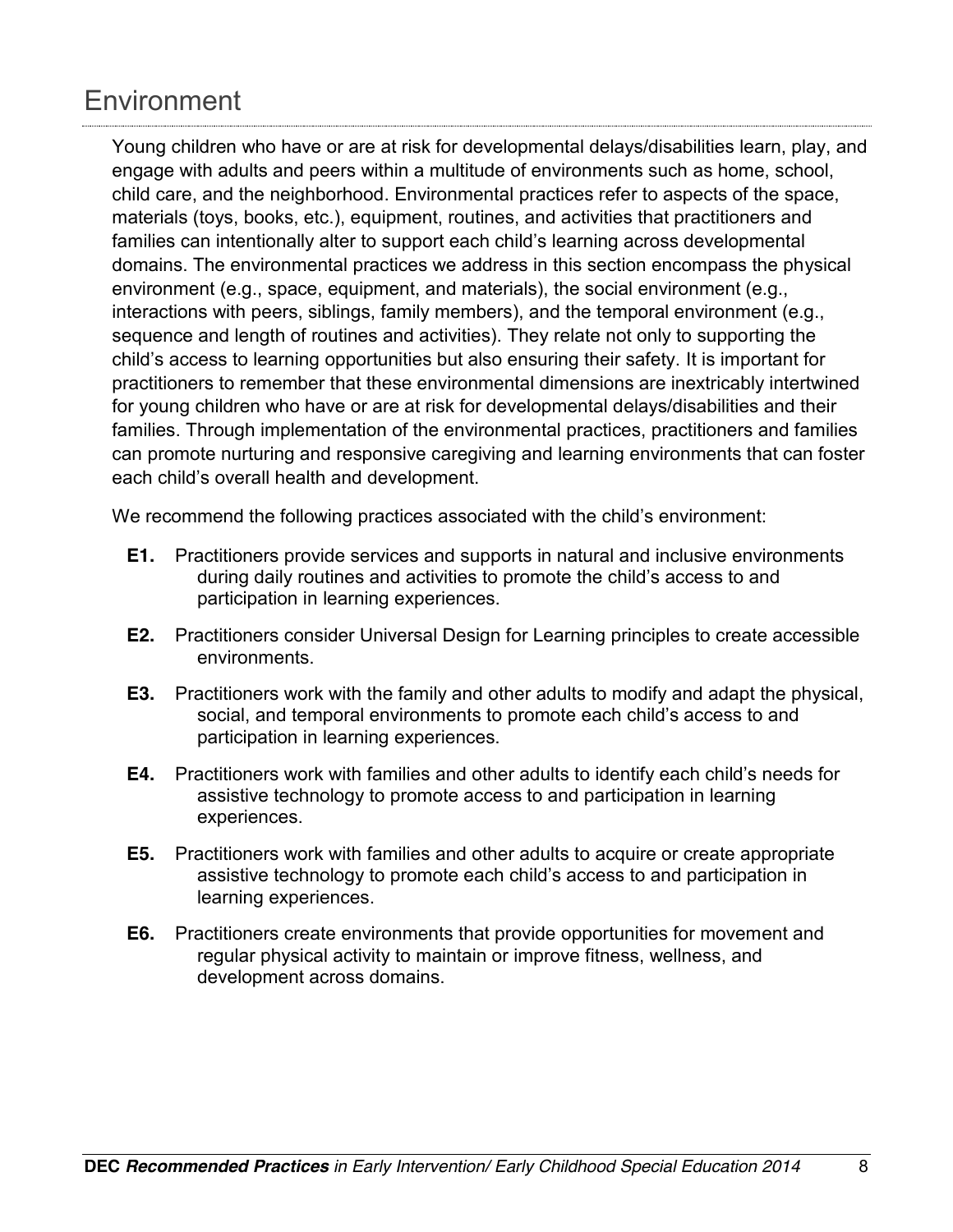# Environment

Young children who have or are at risk for developmental delays/disabilities learn, play, and engage with adults and peers within a multitude of environments such as home, school, child care, and the neighborhood. Environmental practices refer to aspects of the space, materials (toys, books, etc.), equipment, routines, and activities that practitioners and families can intentionally alter to support each child's learning across developmental domains. The environmental practices we address in this section encompass the physical environment (e.g., space, equipment, and materials), the social environment (e.g., interactions with peers, siblings, family members), and the temporal environment (e.g., sequence and length of routines and activities). They relate not only to supporting the child's access to learning opportunities but also ensuring their safety. It is important for practitioners to remember that these environmental dimensions are inextricably intertwined for young children who have or are at risk for developmental delays/disabilities and their families. Through implementation of the environmental practices, practitioners and families can promote nurturing and responsive caregiving and learning environments that can foster each child's overall health and development.

We recommend the following practices associated with the child's environment:

**E1.** Practitioners provide services and supports in natural and inclusive environments during daily routines and activities to promote the child's access to and participation in learning experiences.

**E2.** Practitioners consider Universal Design for Learning principles to create accessible environments.

**E3.** Practitioners work with the family and other adults to modify and adapt the physical, social, and temporal environments to promote each child's access to and participation in learning experiences.

**E4.** Practitioners work with families and other adults to identify each child's needs for assistive technology to promote access to and participation in learning experiences.

**E5.** Practitioners work with families and other adults to acquire or create appropriate assistive technology to promote each child's access to and participation in learning experiences.

**E6.** Practitioners create environments that provide opportunities for movement and regular physical activity to maintain or improve fitness, wellness, and development across domains.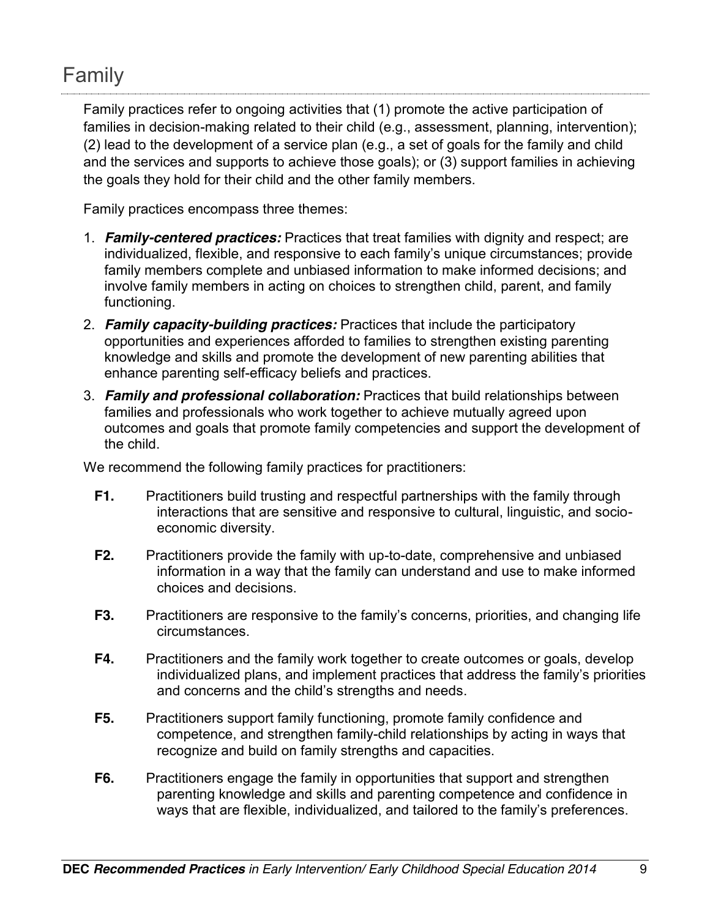# Family

Family practices refer to ongoing activities that (1) promote the active participation of families in decision-making related to their child (e.g., assessment, planning, intervention); (2) lead to the development of a service plan (e.g., a set of goals for the family and child and the services and supports to achieve those goals); or (3) support families in achieving the goals they hold for their child and the other family members.

Family practices encompass three themes:

1. ***Family-centered practices:*** Practices that treat families with dignity and respect; are individualized, flexible, and responsive to each family's unique circumstances; provide family members complete and unbiased information to make informed decisions; and involve family members in acting on choices to strengthen child, parent, and family functioning.
2. ***Family capacity-building practices:*** Practices that include the participatory opportunities and experiences afforded to families to strengthen existing parenting knowledge and skills and promote the development of new parenting abilities that enhance parenting self-efficacy beliefs and practices.
3. ***Family and professional collaboration:*** Practices that build relationships between families and professionals who work together to achieve mutually agreed upon outcomes and goals that promote family competencies and support the development of the child.

We recommend the following family practices for practitioners:

**F1.** Practitioners build trusting and respectful partnerships with the family through interactions that are sensitive and responsive to cultural, linguistic, and socio-economic diversity.

**F2.** Practitioners provide the family with up-to-date, comprehensive and unbiased information in a way that the family can understand and use to make informed choices and decisions.

**F3.** Practitioners are responsive to the family's concerns, priorities, and changing life circumstances.

**F4.** Practitioners and the family work together to create outcomes or goals, develop individualized plans, and implement practices that address the family's priorities and concerns and the child's strengths and needs.

**F5.** Practitioners support family functioning, promote family confidence and competence, and strengthen family-child relationships by acting in ways that recognize and build on family strengths and capacities.

**F6.** Practitioners engage the family in opportunities that support and strengthen parenting knowledge and skills and parenting competence and confidence in ways that are flexible, individualized, and tailored to the family's preferences.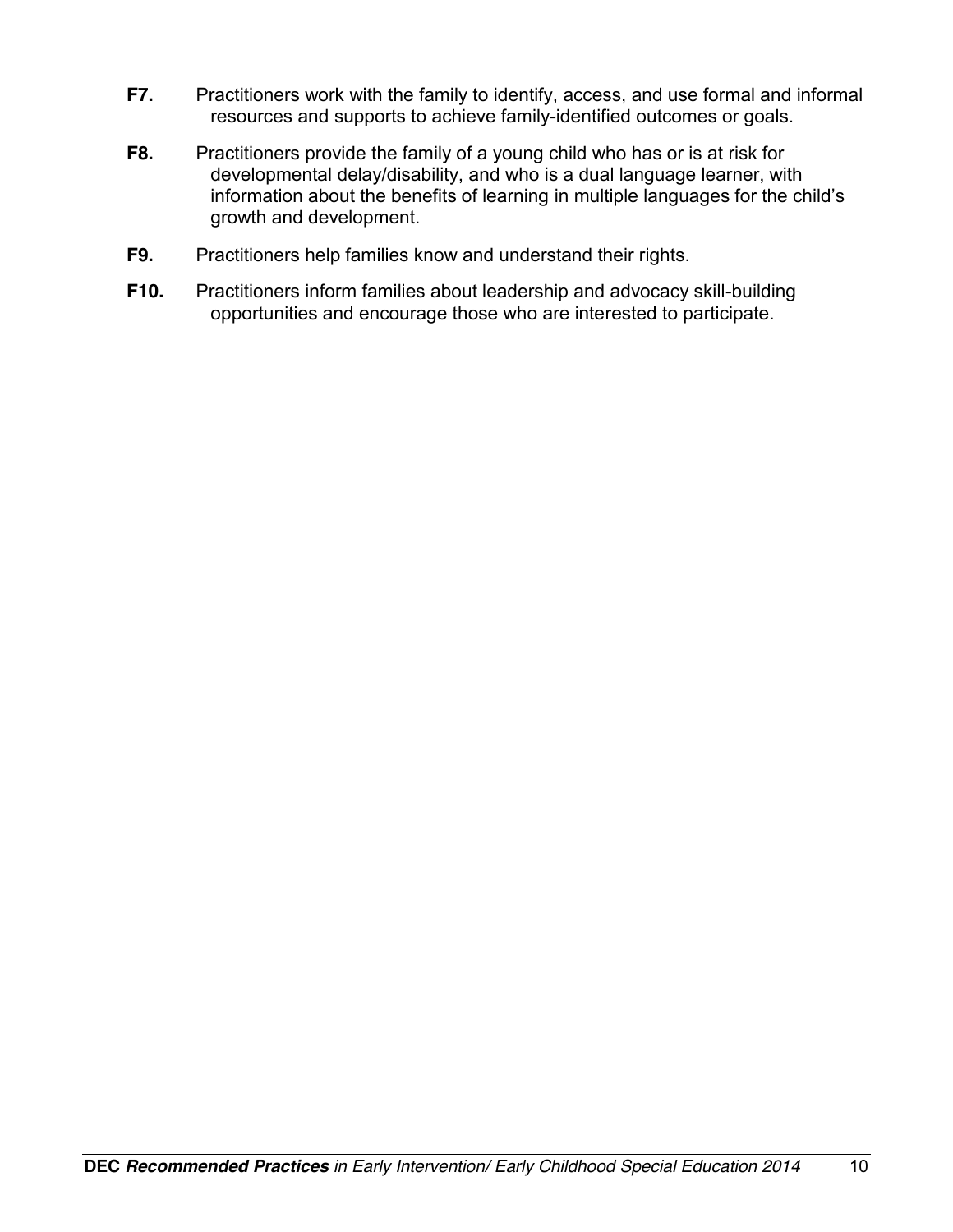**F7.** Practitioners work with the family to identify, access, and use formal and informal resources and supports to achieve family-identified outcomes or goals.

**F8.** Practitioners provide the family of a young child who has or is at risk for developmental delay/disability, and who is a dual language learner, with information about the benefits of learning in multiple languages for the child's growth and development.

**F9.** Practitioners help families know and understand their rights.

**F10.** Practitioners inform families about leadership and advocacy skill-building opportunities and encourage those who are interested to participate.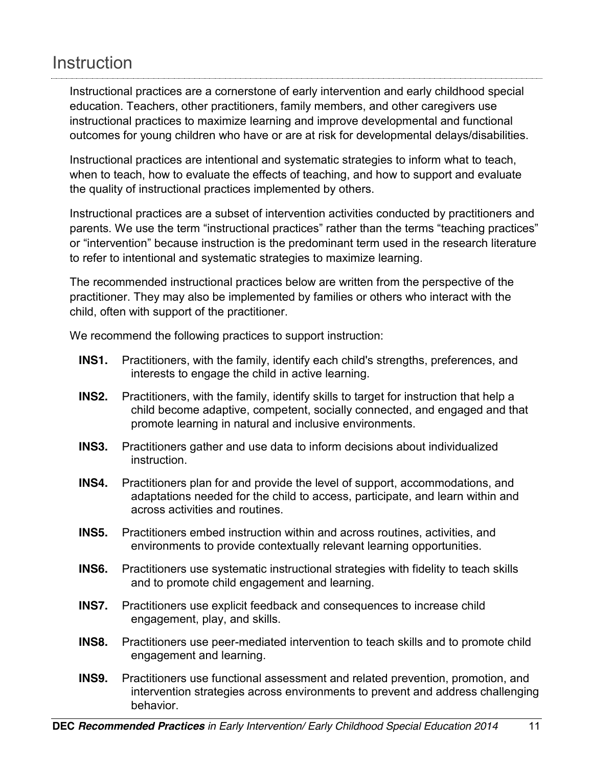# Instruction

Instructional practices are a cornerstone of early intervention and early childhood special education. Teachers, other practitioners, family members, and other caregivers use instructional practices to maximize learning and improve developmental and functional outcomes for young children who have or are at risk for developmental delays/disabilities.

Instructional practices are intentional and systematic strategies to inform what to teach, when to teach, how to evaluate the effects of teaching, and how to support and evaluate the quality of instructional practices implemented by others.

Instructional practices are a subset of intervention activities conducted by practitioners and parents. We use the term "instructional practices" rather than the terms "teaching practices" or "intervention" because instruction is the predominant term used in the research literature to refer to intentional and systematic strategies to maximize learning.

The recommended instructional practices below are written from the perspective of the practitioner. They may also be implemented by families or others who interact with the child, often with support of the practitioner.

We recommend the following practices to support instruction:

**INS1.** Practitioners, with the family, identify each child's strengths, preferences, and interests to engage the child in active learning.

**INS2.** Practitioners, with the family, identify skills to target for instruction that help a child become adaptive, competent, socially connected, and engaged and that promote learning in natural and inclusive environments.

**INS3.** Practitioners gather and use data to inform decisions about individualized instruction.

**INS4.** Practitioners plan for and provide the level of support, accommodations, and adaptations needed for the child to access, participate, and learn within and across activities and routines.

**INS5.** Practitioners embed instruction within and across routines, activities, and environments to provide contextually relevant learning opportunities.

**INS6.** Practitioners use systematic instructional strategies with fidelity to teach skills and to promote child engagement and learning.

**INS7.** Practitioners use explicit feedback and consequences to increase child engagement, play, and skills.

**INS8.** Practitioners use peer-mediated intervention to teach skills and to promote child engagement and learning.

**INS9.** Practitioners use functional assessment and related prevention, promotion, and intervention strategies across environments to prevent and address challenging behavior.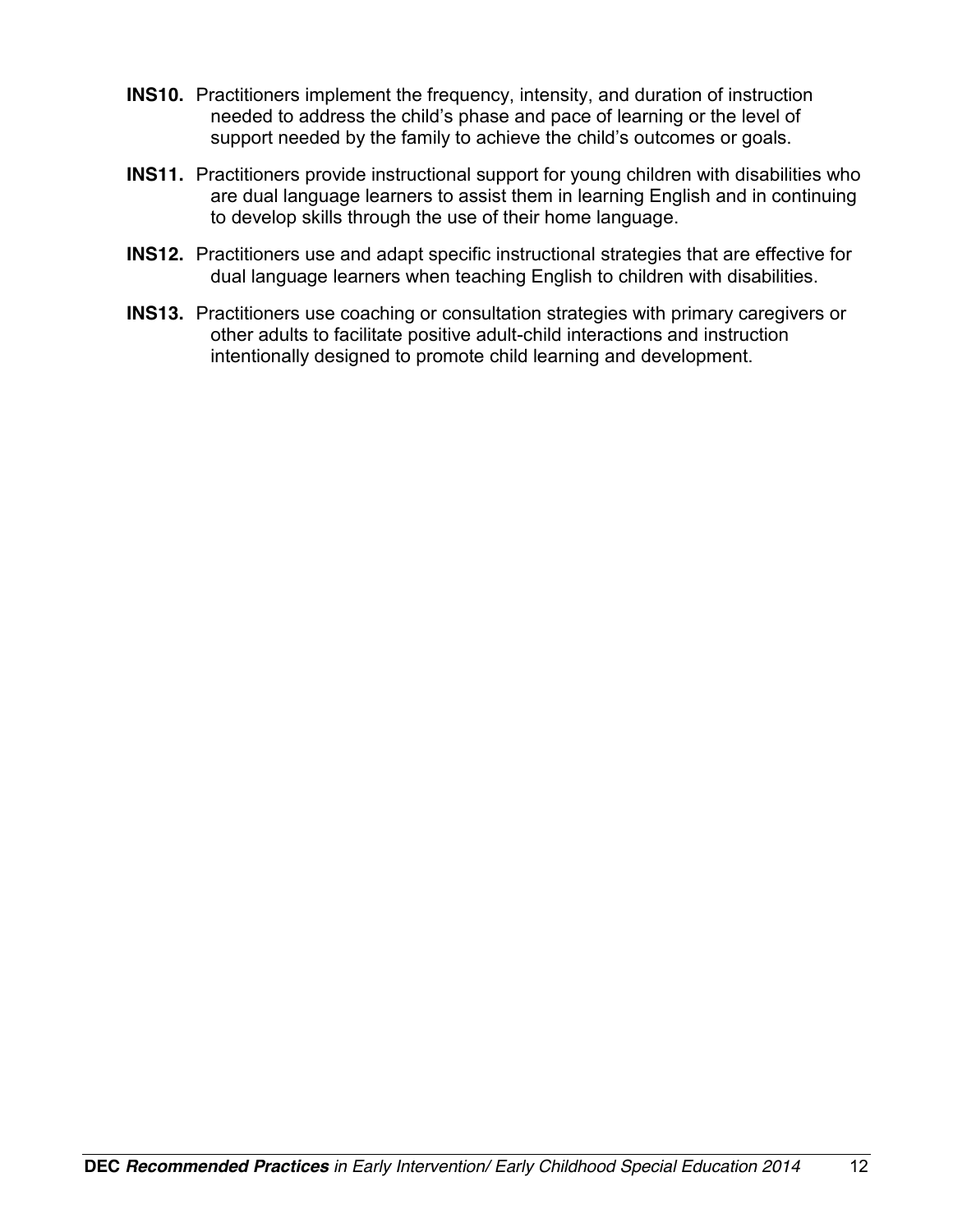**INS10.** Practitioners implement the frequency, intensity, and duration of instruction needed to address the child's phase and pace of learning or the level of support needed by the family to achieve the child's outcomes or goals.

**INS11.** Practitioners provide instructional support for young children with disabilities who are dual language learners to assist them in learning English and in continuing to develop skills through the use of their home language.

**INS12.** Practitioners use and adapt specific instructional strategies that are effective for dual language learners when teaching English to children with disabilities.

**INS13.** Practitioners use coaching or consultation strategies with primary caregivers or other adults to facilitate positive adult-child interactions and instruction intentionally designed to promote child learning and development.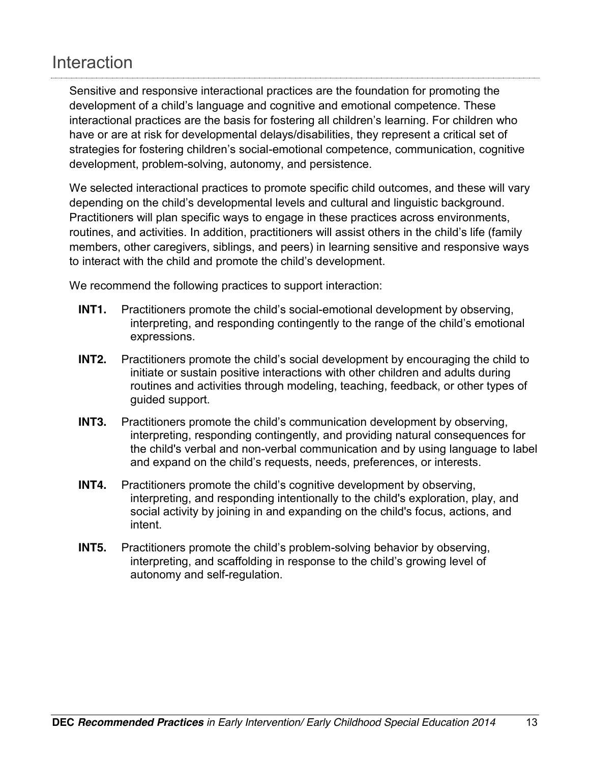## Interaction

Sensitive and responsive interactional practices are the foundation for promoting the development of a child's language and cognitive and emotional competence. These interactional practices are the basis for fostering all children's learning. For children who have or are at risk for developmental delays/disabilities, they represent a critical set of strategies for fostering children's social-emotional competence, communication, cognitive development, problem-solving, autonomy, and persistence.

We selected interactional practices to promote specific child outcomes, and these will vary depending on the child's developmental levels and cultural and linguistic background. Practitioners will plan specific ways to engage in these practices across environments, routines, and activities. In addition, practitioners will assist others in the child's life (family members, other caregivers, siblings, and peers) in learning sensitive and responsive ways to interact with the child and promote the child's development.

We recommend the following practices to support interaction:

**INT1.** Practitioners promote the child's social-emotional development by observing, interpreting, and responding contingently to the range of the child's emotional expressions.

**INT2.** Practitioners promote the child's social development by encouraging the child to initiate or sustain positive interactions with other children and adults during routines and activities through modeling, teaching, feedback, or other types of guided support.

**INT3.** Practitioners promote the child's communication development by observing, interpreting, responding contingently, and providing natural consequences for the child's verbal and non-verbal communication and by using language to label and expand on the child's requests, needs, preferences, or interests.

**INT4.** Practitioners promote the child's cognitive development by observing, interpreting, and responding intentionally to the child's exploration, play, and social activity by joining in and expanding on the child's focus, actions, and intent.

**INT5.** Practitioners promote the child's problem-solving behavior by observing, interpreting, and scaffolding in response to the child's growing level of autonomy and self-regulation.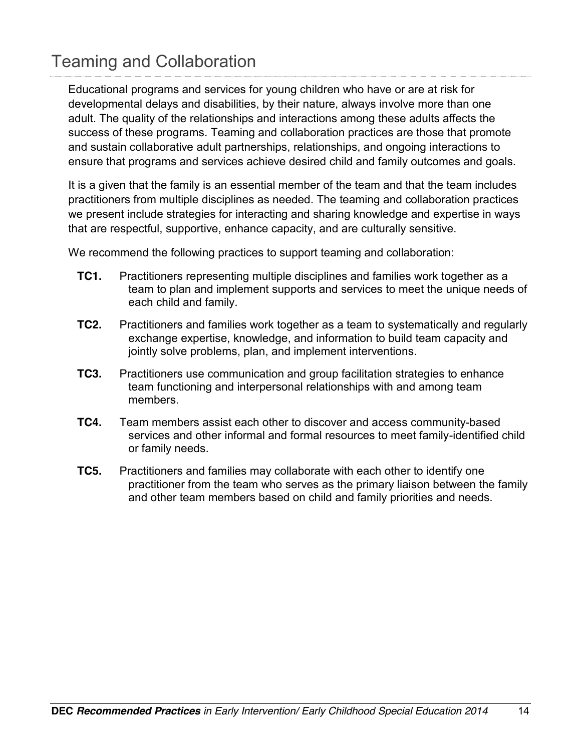# Teaming and Collaboration

Educational programs and services for young children who have or are at risk for developmental delays and disabilities, by their nature, always involve more than one adult. The quality of the relationships and interactions among these adults affects the success of these programs. Teaming and collaboration practices are those that promote and sustain collaborative adult partnerships, relationships, and ongoing interactions to ensure that programs and services achieve desired child and family outcomes and goals.

It is a given that the family is an essential member of the team and that the team includes practitioners from multiple disciplines as needed. The teaming and collaboration practices we present include strategies for interacting and sharing knowledge and expertise in ways that are respectful, supportive, enhance capacity, and are culturally sensitive.

We recommend the following practices to support teaming and collaboration:

**TC1.** Practitioners representing multiple disciplines and families work together as a team to plan and implement supports and services to meet the unique needs of each child and family.

**TC2.** Practitioners and families work together as a team to systematically and regularly exchange expertise, knowledge, and information to build team capacity and jointly solve problems, plan, and implement interventions.

**TC3.** Practitioners use communication and group facilitation strategies to enhance team functioning and interpersonal relationships with and among team members.

**TC4.** Team members assist each other to discover and access community-based services and other informal and formal resources to meet family-identified child or family needs.

**TC5.** Practitioners and families may collaborate with each other to identify one practitioner from the team who serves as the primary liaison between the family and other team members based on child and family priorities and needs.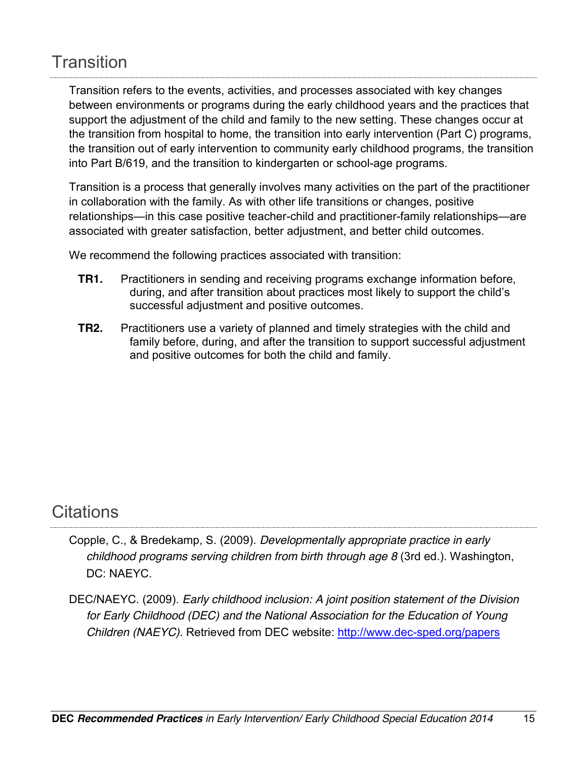## Transition

Transition refers to the events, activities, and processes associated with key changes between environments or programs during the early childhood years and the practices that support the adjustment of the child and family to the new setting. These changes occur at the transition from hospital to home, the transition into early intervention (Part C) programs, the transition out of early intervention to community early childhood programs, the transition into Part B/619, and the transition to kindergarten or school-age programs.

Transition is a process that generally involves many activities on the part of the practitioner in collaboration with the family. As with other life transitions or changes, positive relationships—in this case positive teacher-child and practitioner-family relationships—are associated with greater satisfaction, better adjustment, and better child outcomes.

We recommend the following practices associated with transition:

**TR1.** Practitioners in sending and receiving programs exchange information before, during, and after transition about practices most likely to support the child's successful adjustment and positive outcomes.

**TR2.** Practitioners use a variety of planned and timely strategies with the child and family before, during, and after the transition to support successful adjustment and positive outcomes for both the child and family.

## Citations

Copple, C., & Bredekamp, S. (2009). *Developmentally appropriate practice in early childhood programs serving children from birth through age 8* (3rd ed.). Washington, DC: NAEYC.

DEC/NAEYC. (2009). *Early childhood inclusion: A joint position statement of the Division for Early Childhood (DEC) and the National Association for the Education of Young Children (NAEYC).* Retrieved from DEC website: http://www.dec-sped.org/papers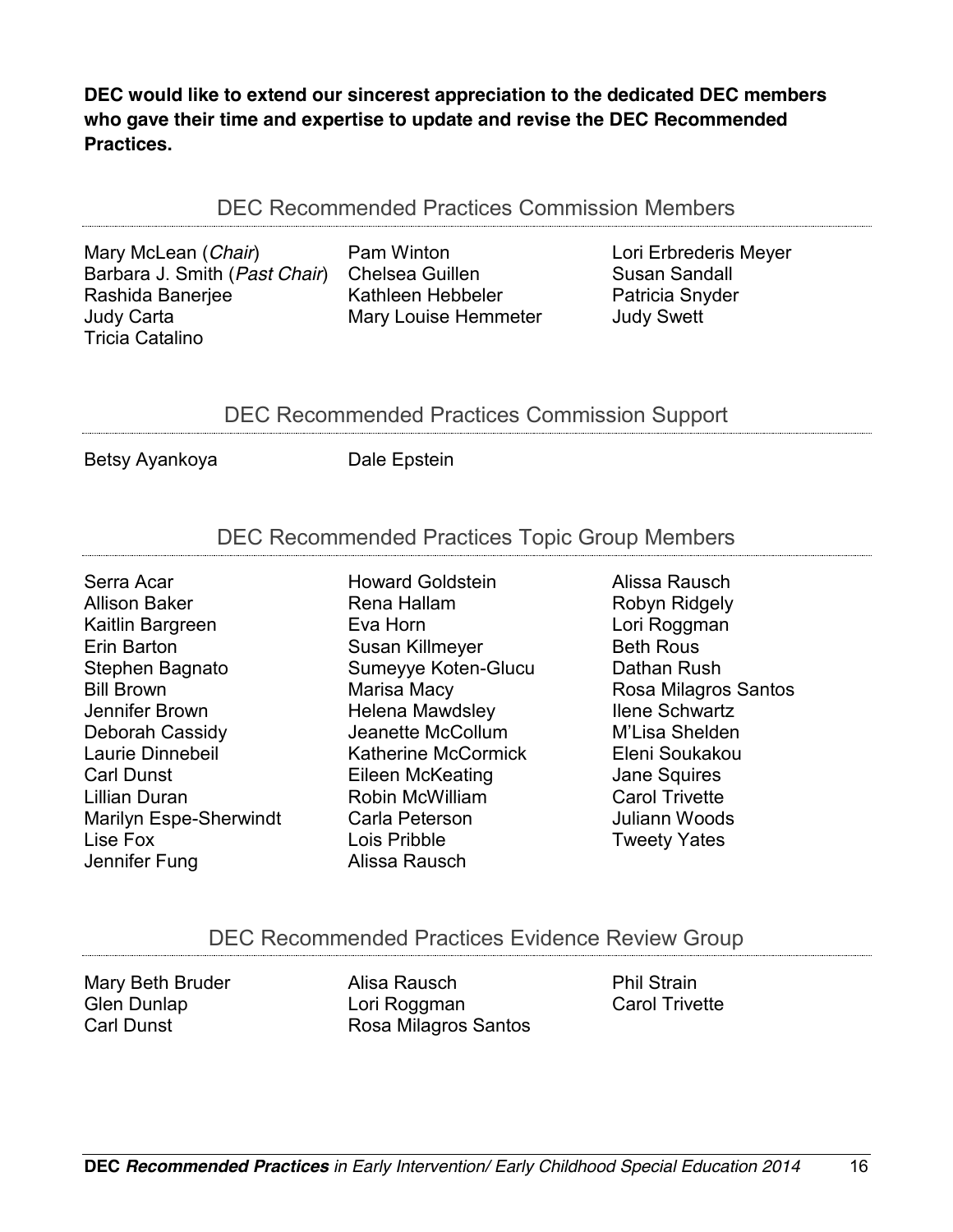**DEC would like to extend our sincerest appreciation to the dedicated DEC members who gave their time and expertise to update and revise the DEC Recommended Practices.**

## DEC Recommended Practices Commission Members

Mary McLean (*Chair*)
Barbara J. Smith (*Past Chair*)
Rashida Banerjee
Judy Carta
Tricia Catalino
Pam Winton
Chelsea Guillen
Kathleen Hebbeler
Mary Louise Hemmeter
Lori Erbrederis Meyer
Susan Sandall
Patricia Snyder
Judy Swett

## DEC Recommended Practices Commission Support

Betsy Ayankoya
Dale Epstein

## DEC Recommended Practices Topic Group Members

Serra Acar
Allison Baker
Kaitlin Bargreen
Erin Barton
Stephen Bagnato
Bill Brown
Jennifer Brown
Deborah Cassidy
Laurie Dinnebeil
Carl Dunst
Lillian Duran
Marilyn Espe-Sherwindt
Lise Fox
Jennifer Fung
Howard Goldstein
Rena Hallam
Eva Horn
Susan Killmeyer
Sumeyye Koten-Glucu
Marisa Macy
Helena Mawdsley
Jeanette McCollum
Katherine McCormick
Eileen McKeating
Robin McWilliam
Carla Peterson
Lois Pribble
Alissa Rausch
Alissa Rausch
Robyn Ridgely
Lori Roggman
Beth Rous
Dathan Rush
Rosa Milagros Santos
Ilene Schwartz
M'Lisa Shelden
Eleni Soukakou
Jane Squires
Carol Trivette
Juliann Woods
Tweety Yates

## DEC Recommended Practices Evidence Review Group

Mary Beth Bruder
Glen Dunlap
Carl Dunst
Alisa Rausch
Lori Roggman
Rosa Milagros Santos
Phil Strain
Carol Trivette